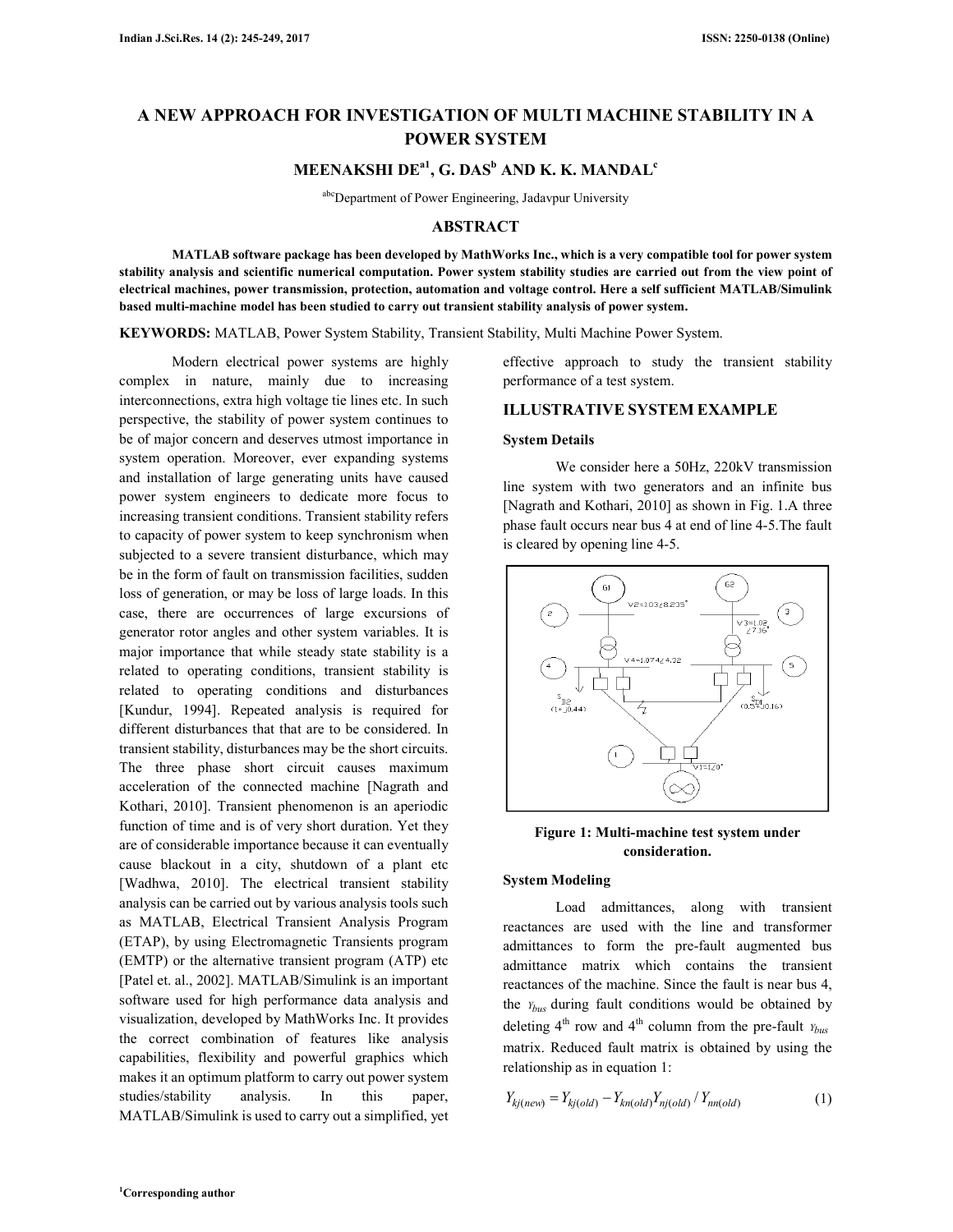# A NEW APPROACH FOR INVESTIGATION OF MULTI MACHINE STABILITY IN A POWER SYSTEM

**MEENAKSHI DE[a1], G. DAS[b] AND K. K. MANDAL[c]**

[abc]Department of Power Engineering, Jadavpur University

## ABSTRACT

**MATLAB software package has been developed by MathWorks Inc., which is a very compatible tool for power system stability analysis and scientific numerical computation. Power system stability studies are carried out from the view point of electrical machines, power transmission, protection, automation and voltage control. Here a self sufficient MATLAB/Simulink based multi-machine model has been studied to carry out transient stability analysis of power system.**

**KEYWORDS:** MATLAB, Power System Stability, Transient Stability, Multi Machine Power System.

Modern electrical power systems are highly complex in nature, mainly due to increasing interconnections, extra high voltage tie lines etc. In such perspective, the stability of power system continues to be of major concern and deserves utmost importance in system operation. Moreover, ever expanding systems and installation of large generating units have caused power system engineers to dedicate more focus to increasing transient conditions. Transient stability refers to capacity of power system to keep synchronism when subjected to a severe transient disturbance, which may be in the form of fault on transmission facilities, sudden loss of generation, or may be loss of large loads. In this case, there are occurrences of large excursions of generator rotor angles and other system variables. It is major importance that while steady state stability is a related to operating conditions, transient stability is related to operating conditions and disturbances [Kundur, 1994]. Repeated analysis is required for different disturbances that that are to be considered. In transient stability, disturbances may be the short circuits. The three phase short circuit causes maximum acceleration of the connected machine [Nagrath and Kothari, 2010]. Transient phenomenon is an aperiodic function of time and is of very short duration. Yet they are of considerable importance because it can eventually cause blackout in a city, shutdown of a plant etc [Wadhwa, 2010]. The electrical transient stability analysis can be carried out by various analysis tools such as MATLAB, Electrical Transient Analysis Program (ETAP), by using Electromagnetic Transients program (EMTP) or the alternative transient program (ATP) etc [Patel et. al., 2002]. MATLAB/Simulink is an important software used for high performance data analysis and visualization, developed by MathWorks Inc. It provides the correct combination of features like analysis capabilities, flexibility and powerful graphics which makes it an optimum platform to carry out power system studies/stability analysis. In this paper, MATLAB/Simulink is used to carry out a simplified, yet effective approach to study the transient stability performance of a test system.

## ILLUSTRATIVE SYSTEM EXAMPLE

### System Details

We consider here a 50Hz, 220kV transmission line system with two generators and an infinite bus [Nagrath and Kothari, 2010] as shown in Fig. 1.A three phase fault occurs near bus 4 at end of line 4-5.The fault is cleared by opening line 4-5.

G1
G2
V2=1.03∠8.235°
V3=1.02∠7.16°
V4=1.074∠4.32
$S_{D2}$ (1+j0.44)
$S_{D1}$ (0.5+j0.16)
V1=1∠0°
1
2
3
4
5

**Figure 1: Multi-machine test system under consideration.**

### System Modeling

Load admittances, along with transient reactances are used with the line and transformer admittances to form the pre-fault augmented bus admittance matrix which contains the transient reactances of the machine. Since the fault is near bus 4, the $Y_{bus}$ during fault conditions would be obtained by deleting 4[th] row and 4[th] column from the pre-fault $Y_{bus}$ matrix. Reduced fault matrix is obtained by using the relationship as in equation 1:

$$Y_{kj(new)} = Y_{kj(old)} - Y_{kn(old)}Y_{nj(old)} / Y_{nn(old)} \tag{1}$$

[1]Corresponding author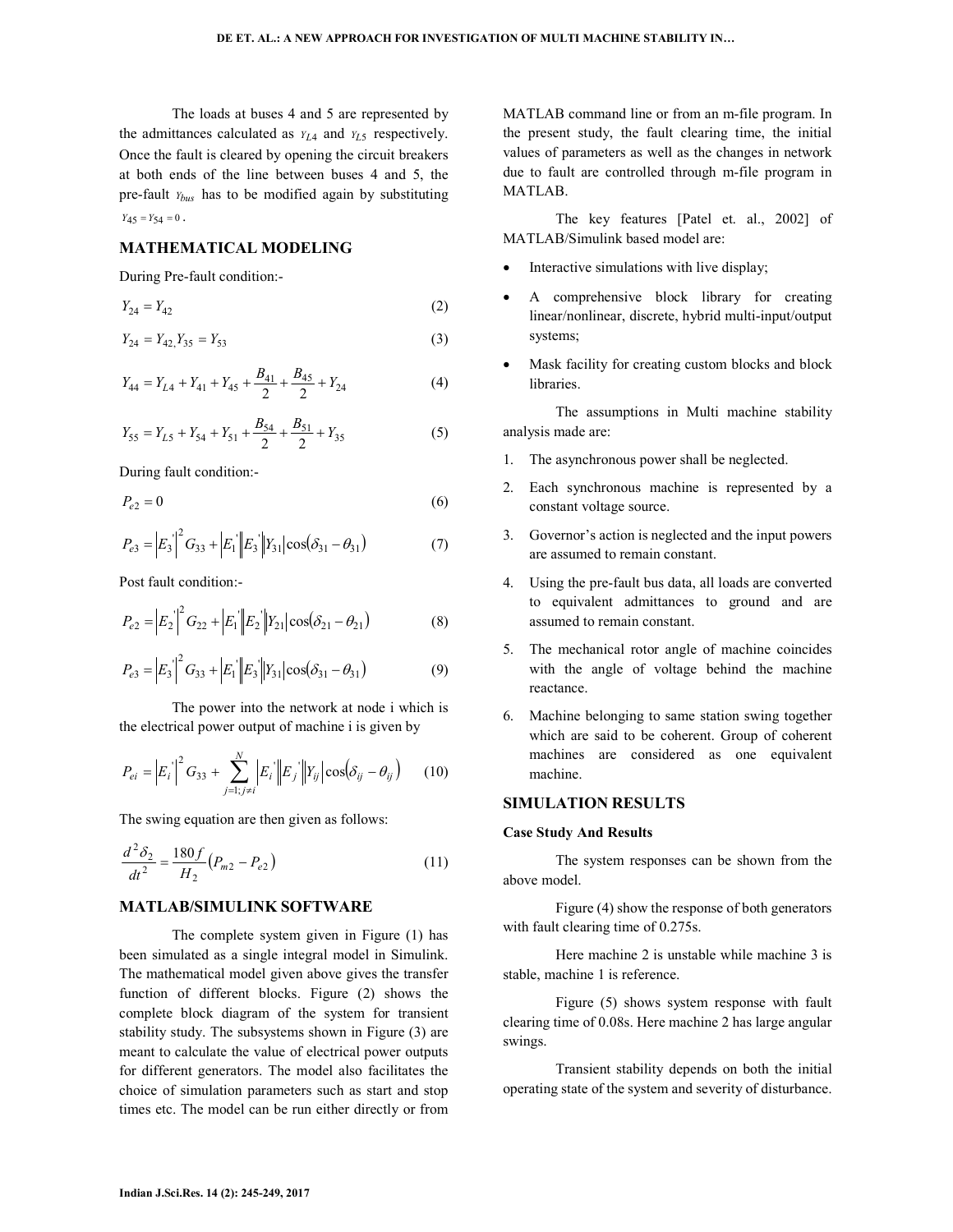The loads at buses 4 and 5 are represented by the admittances calculated as $Y_{L4}$ and $Y_{L5}$ respectively. Once the fault is cleared by opening the circuit breakers at both ends of the line between buses 4 and 5, the pre-fault $Y_{bus}$ has to be modified again by substituting $Y_{45} = Y_{54} = 0$.

## MATHEMATICAL MODELING

During Pre-fault condition:-

$$Y_{24} = Y_{42} \tag{2}$$

$$Y_{24} = Y_{42,} Y_{35} = Y_{53} \tag{3}$$

$$Y_{44} = Y_{L4} + Y_{41} + Y_{45} + \frac{B_{41}}{2} + \frac{B_{45}}{2} + Y_{24} \tag{4}$$

$$Y_{55} = Y_{L5} + Y_{54} + Y_{51} + \frac{B_{54}}{2} + \frac{B_{51}}{2} + Y_{35} \tag{5}$$

During fault condition:-

$$P_{e2} = 0 \tag{6}$$

$$P_{e3} = \left|E_3^{'}\right|^2 G_{33} + \left|E_1^{'}\right|\left|E_3^{'}\right|\left|Y_{31}\right|\cos(\delta_{31} - \theta_{31}) \tag{7}$$

Post fault condition:-

$$P_{e2} = \left|E_2^{'}\right|^2 G_{22} + \left|E_1^{'}\right|\left|E_2^{'}\right|\left|Y_{21}\right|\cos(\delta_{21} - \theta_{21}) \tag{8}$$

$$P_{e3} = \left|E_3^{'}\right|^2 G_{33} + \left|E_1^{'}\right|\left|E_3^{'}\right|\left|Y_{31}\right|\cos(\delta_{31} - \theta_{31}) \tag{9}$$

The power into the network at node i which is the electrical power output of machine i is given by

$$P_{ei} = \left|E_i^{'}\right|^2 G_{33} + \sum_{j=1;j\neq i}^{N} \left|E_i^{'}\right|\left|E_j^{'}\right|\left|Y_{ij}\right|\cos(\delta_{ij} - \theta_{ij}) \tag{10}$$

The swing equation are then given as follows:

$$\frac{d^2\delta_2}{dt^2} = \frac{180f}{H_2}(P_{m2} - P_{e2}) \tag{11}$$

## MATLAB/SIMULINK SOFTWARE

The complete system given in Figure (1) has been simulated as a single integral model in Simulink. The mathematical model given above gives the transfer function of different blocks. Figure (2) shows the complete block diagram of the system for transient stability study. The subsystems shown in Figure (3) are meant to calculate the value of electrical power outputs for different generators. The model also facilitates the choice of simulation parameters such as start and stop times etc. The model can be run either directly or from MATLAB command line or from an m-file program. In the present study, the fault clearing time, the initial values of parameters as well as the changes in network due to fault are controlled through m-file program in MATLAB.

The key features [Patel et. al., 2002] of MATLAB/Simulink based model are:

- Interactive simulations with live display;
- A comprehensive block library for creating linear/nonlinear, discrete, hybrid multi-input/output systems;
- Mask facility for creating custom blocks and block libraries.

The assumptions in Multi machine stability analysis made are:

1. The asynchronous power shall be neglected.
2. Each synchronous machine is represented by a constant voltage source.
3. Governor's action is neglected and the input powers are assumed to remain constant.
4. Using the pre-fault bus data, all loads are converted to equivalent admittances to ground and are assumed to remain constant.
5. The mechanical rotor angle of machine coincides with the angle of voltage behind the machine reactance.
6. Machine belonging to same station swing together which are said to be coherent. Group of coherent machines are considered as one equivalent machine.

## SIMULATION RESULTS

### Case Study And Results

The system responses can be shown from the above model.

Figure (4) show the response of both generators with fault clearing time of 0.275s.

Here machine 2 is unstable while machine 3 is stable, machine 1 is reference.

Figure (5) shows system response with fault clearing time of 0.08s. Here machine 2 has large angular swings.

Transient stability depends on both the initial operating state of the system and severity of disturbance.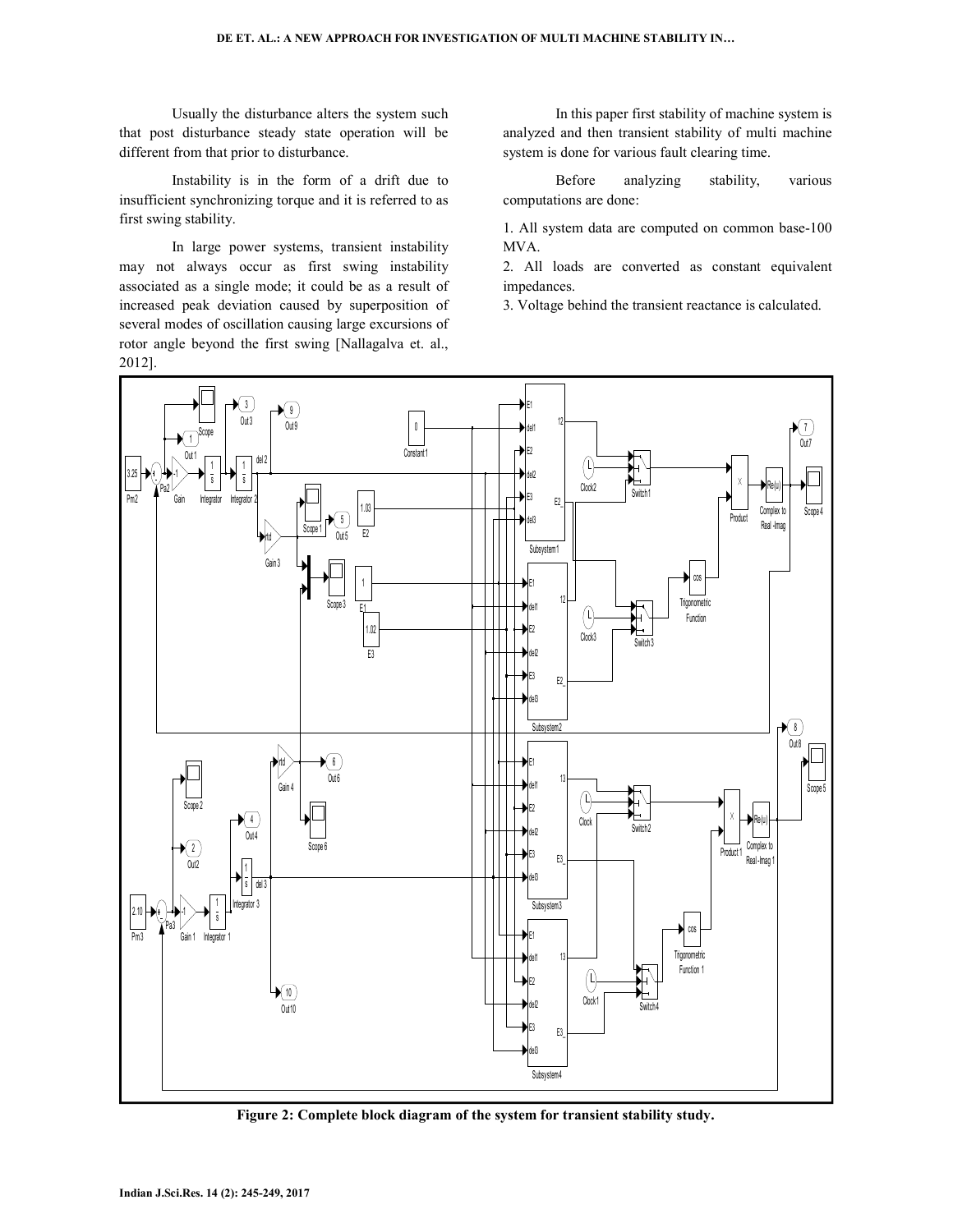Usually the disturbance alters the system such that post disturbance steady state operation will be different from that prior to disturbance.

Instability is in the form of a drift due to insufficient synchronizing torque and it is referred to as first swing stability.

In large power systems, transient instability may not always occur as first swing instability associated as a single mode; it could be as a result of increased peak deviation caused by superposition of several modes of oscillation causing large excursions of rotor angle beyond the first swing [Nallagalva et. al., 2012].

In this paper first stability of machine system is analyzed and then transient stability of multi machine system is done for various fault clearing time.

Before analyzing stability, various computations are done:

1. All system data are computed on common base-100 MVA.
2. All loads are converted as constant equivalent impedances.
3. Voltage behind the transient reactance is calculated.

3.25
Pm2
Pa2
-1
Gain
1/s
Integrator
1/s
Integrator 2
del 2
Scope
1
Out 1
3
Out 3
9
Out 9
rtd
Gain 3
Scope 1
5
Out 5
Scope 3
1.03
E2
1
E1
1.02
E3
0
Constant 1
Subsystem1
Subsystem2
Subsystem3
Subsystem4
E1
del1
E2
del2
E3
del3
12
E2_
13
E3_
Clock2
Clock3
Clock
Clock1
Switch1
Switch3
Switch2
Switch4
cos
Trigonometric Function
Trigonometric Function 1
Product
Product 1
Re(u)
Complex to Real-Imag
Complex to Real-Imag 1
7
Out7
Scope 4
8
Out8
Scope 5
rtd
Gain 4
6
Out6
Scope 6
Scope 2
4
Out4
2
Out2
1/s
Integrator 3
del 3
2.10
Pm3
Pa3
-1
Gain 1
1/s
Integrator 1
10
Out10

**Figure 2: Complete block diagram of the system for transient stability study.**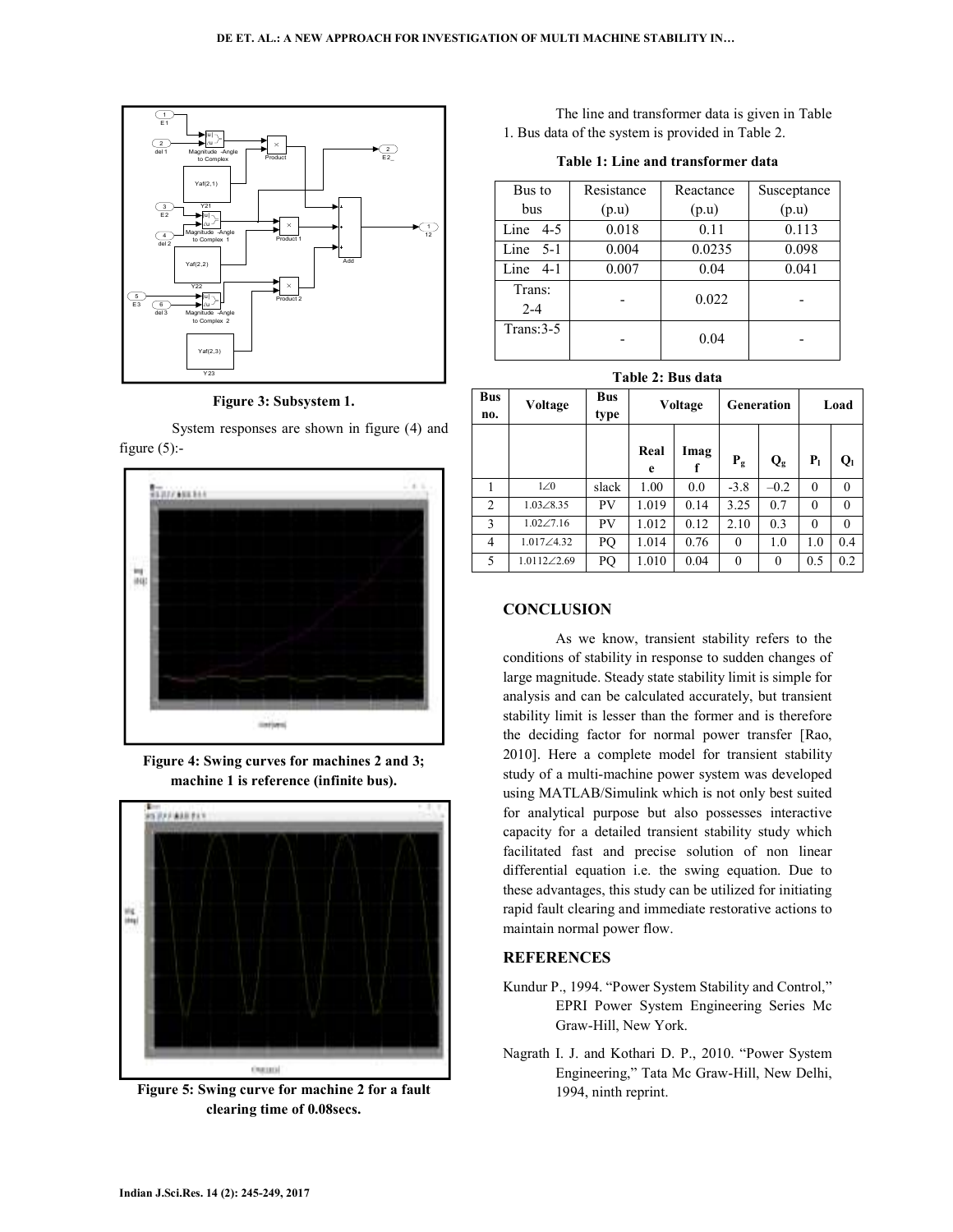1
E 1

2
del 1

Magnitude -Angle to Complex

Product

2
E 2_

Yaf(2,1)

Y21

3
E 2

4
del 2

Magnitude -Angle to Complex 1

Product 1

1
I2

Add

Yaf(2,2)

Y22

5
E 3

6
del 3

Magnitude -Angle to Complex 2

Product 2

Yaf(2,3)

Y23

**Figure 3: Subsystem 1.**

System responses are shown in figure (4) and figure (5):-

**Figure 4: Swing curves for machines 2 and 3; machine 1 is reference (infinite bus).**

**Figure 5: Swing curve for machine 2 for a fault clearing time of 0.08secs.**

The line and transformer data is given in Table 1. Bus data of the system is provided in Table 2.

**Table 1: Line and transformer data**

| Bus to bus | Resistance (p.u) | Reactance (p.u) | Susceptance (p.u) |
|---|---|---|---|
| Line 4-5 | 0.018 | 0.11 | 0.113 |
| Line 5-1 | 0.004 | 0.0235 | 0.098 |
| Line 4-1 | 0.007 | 0.04 | 0.041 |
| Trans: 2-4 | - | 0.022 | - |
| Trans:3-5 | - | 0.04 | - |

**Table 2: Bus data**

| Bus no. | Voltage | Bus type | Voltage | | Generation | | Load | |
|---|---|---|---|---|---|---|---|---|
| | | | Real e | Imag f | $P_g$ | $Q_g$ | $P_l$ | $Q_l$ |
| 1 | $1\angle 0$ | slack | 1.00 | 0.0 | -3.8 | –0.2 | 0 | 0 |
| 2 | $1.03\angle 8.35$ | PV | 1.019 | 0.14 | 3.25 | 0.7 | 0 | 0 |
| 3 | $1.02\angle 7.16$ | PV | 1.012 | 0.12 | 2.10 | 0.3 | 0 | 0 |
| 4 | $1.017\angle 4.32$ | PQ | 1.014 | 0.76 | 0 | 1.0 | 1.0 | 0.4 |
| 5 | $1.0112\angle 2.69$ | PQ | 1.010 | 0.04 | 0 | 0 | 0.5 | 0.2 |

## CONCLUSION

As we know, transient stability refers to the conditions of stability in response to sudden changes of large magnitude. Steady state stability limit is simple for analysis and can be calculated accurately, but transient stability limit is lesser than the former and is therefore the deciding factor for normal power transfer [Rao, 2010]. Here a complete model for transient stability study of a multi-machine power system was developed using MATLAB/Simulink which is not only best suited for analytical purpose but also possesses interactive capacity for a detailed transient stability study which facilitated fast and precise solution of non linear differential equation i.e. the swing equation. Due to these advantages, this study can be utilized for initiating rapid fault clearing and immediate restorative actions to maintain normal power flow.

## REFERENCES

Kundur P., 1994. "Power System Stability and Control," EPRI Power System Engineering Series Mc Graw-Hill, New York.

Nagrath I. J. and Kothari D. P., 2010. "Power System Engineering," Tata Mc Graw-Hill, New Delhi, 1994, ninth reprint.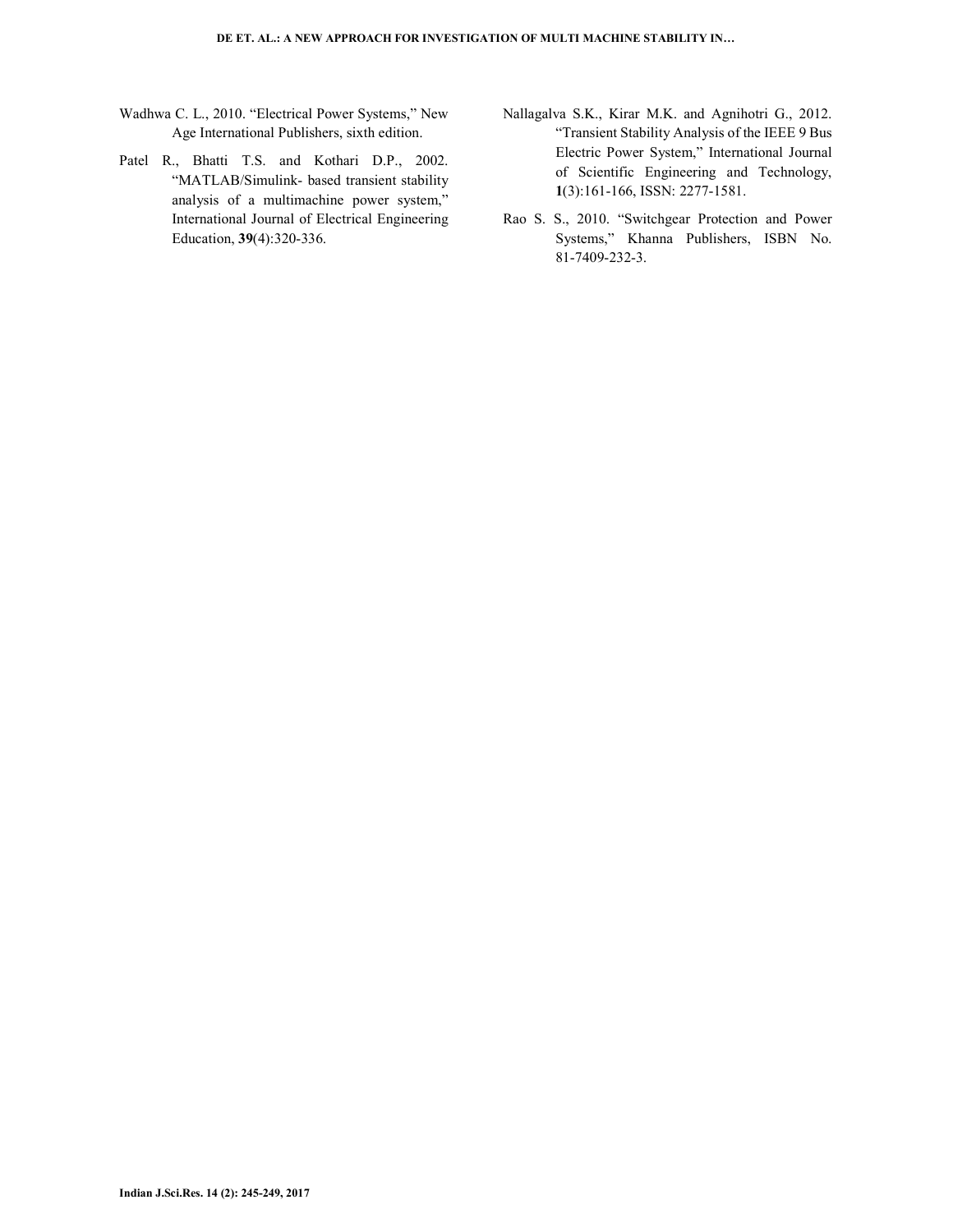Wadhwa C. L., 2010. "Electrical Power Systems," New Age International Publishers, sixth edition.

Patel R., Bhatti T.S. and Kothari D.P., 2002. "MATLAB/Simulink- based transient stability analysis of a multimachine power system," International Journal of Electrical Engineering Education, **39**(4):320-336.

Nallagalva S.K., Kirar M.K. and Agnihotri G., 2012. "Transient Stability Analysis of the IEEE 9 Bus Electric Power System," International Journal of Scientific Engineering and Technology, **1**(3):161-166, ISSN: 2277-1581.

Rao S. S., 2010. "Switchgear Protection and Power Systems," Khanna Publishers, ISBN No. 81-7409-232-3.